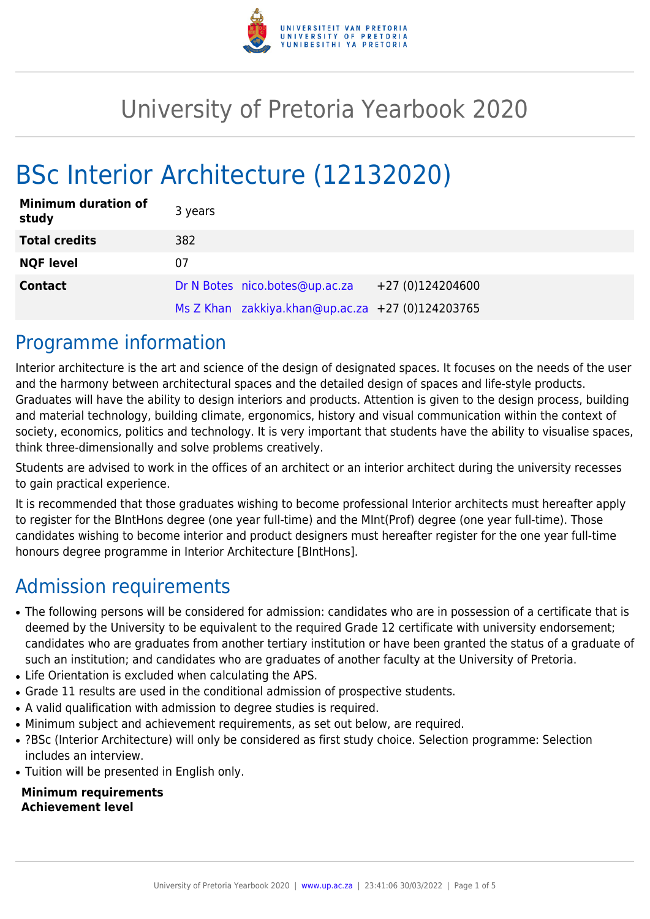# University of Pretoria Yearbook 2020

# BSc Interior Architecture (12132020)

| **Minimum duration of study** | 3 years | | |
|---|---|---|---|
| **Total credits** | 382 | | |
| **NQF level** | 07 | | |
| **Contact** | Dr N Botes | nico.botes@up.ac.za | +27 (0)124204600 |
| | Ms Z Khan | zakkiya.khan@up.ac.za | +27 (0)124203765 |

## Programme information

Interior architecture is the art and science of the design of designated spaces. It focuses on the needs of the user and the harmony between architectural spaces and the detailed design of spaces and life-style products. Graduates will have the ability to design interiors and products. Attention is given to the design process, building and material technology, building climate, ergonomics, history and visual communication within the context of society, economics, politics and technology. It is very important that students have the ability to visualise spaces, think three-dimensionally and solve problems creatively.

Students are advised to work in the offices of an architect or an interior architect during the university recesses to gain practical experience.

It is recommended that those graduates wishing to become professional Interior architects must hereafter apply to register for the BIntHons degree (one year full-time) and the MInt(Prof) degree (one year full-time). Those candidates wishing to become interior and product designers must hereafter register for the one year full-time honours degree programme in Interior Architecture [BIntHons].

## Admission requirements

- The following persons will be considered for admission: candidates who are in possession of a certificate that is deemed by the University to be equivalent to the required Grade 12 certificate with university endorsement; candidates who are graduates from another tertiary institution or have been granted the status of a graduate of such an institution; and candidates who are graduates of another faculty at the University of Pretoria.
- Life Orientation is excluded when calculating the APS.
- Grade 11 results are used in the conditional admission of prospective students.
- A valid qualification with admission to degree studies is required.
- Minimum subject and achievement requirements, as set out below, are required.
- ?BSc (Interior Architecture) will only be considered as first study choice. Selection programme: Selection includes an interview.
- Tuition will be presented in English only.

**Minimum requirements**
**Achievement level**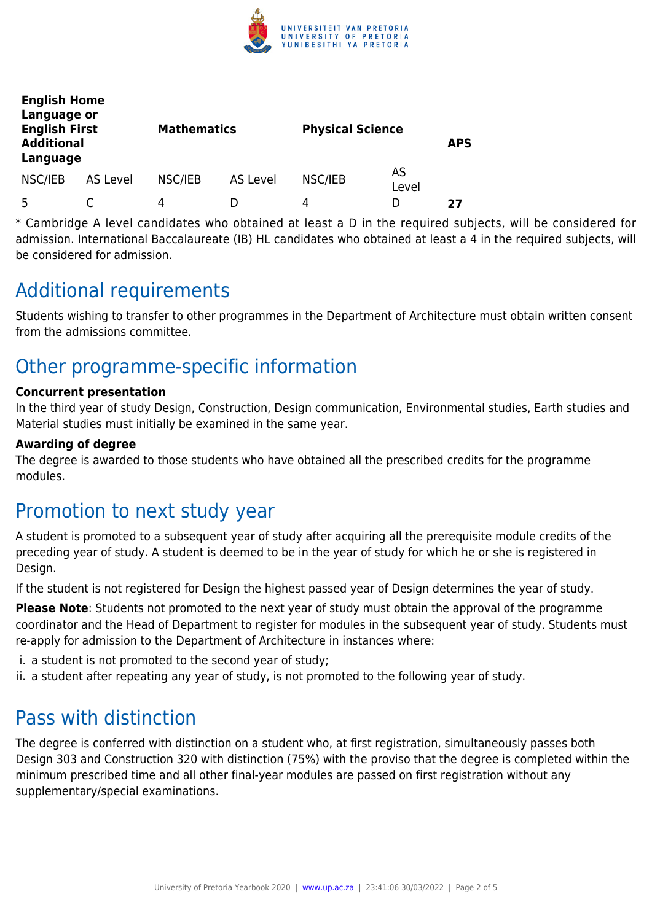| English Home Language or English First Additional Language | | Mathematics | | Physical Science | | APS |
|---|---|---|---|---|---|---|
| NSC/IEB | AS Level | NSC/IEB | AS Level | NSC/IEB | AS Level | |
| 5 | C | 4 | D | 4 | D | **27** |

* Cambridge A level candidates who obtained at least a D in the required subjects, will be considered for admission. International Baccalaureate (IB) HL candidates who obtained at least a 4 in the required subjects, will be considered for admission.

## Additional requirements

Students wishing to transfer to other programmes in the Department of Architecture must obtain written consent from the admissions committee.

## Other programme-specific information

**Concurrent presentation**

In the third year of study Design, Construction, Design communication, Environmental studies, Earth studies and Material studies must initially be examined in the same year.

**Awarding of degree**

The degree is awarded to those students who have obtained all the prescribed credits for the programme modules.

## Promotion to next study year

A student is promoted to a subsequent year of study after acquiring all the prerequisite module credits of the preceding year of study. A student is deemed to be in the year of study for which he or she is registered in Design.

If the student is not registered for Design the highest passed year of Design determines the year of study.

**Please Note**: Students not promoted to the next year of study must obtain the approval of the programme coordinator and the Head of Department to register for modules in the subsequent year of study. Students must re-apply for admission to the Department of Architecture in instances where:

i. a student is not promoted to the second year of study;
ii. a student after repeating any year of study, is not promoted to the following year of study.

## Pass with distinction

The degree is conferred with distinction on a student who, at first registration, simultaneously passes both Design 303 and Construction 320 with distinction (75%) with the proviso that the degree is completed within the minimum prescribed time and all other final-year modules are passed on first registration without any supplementary/special examinations.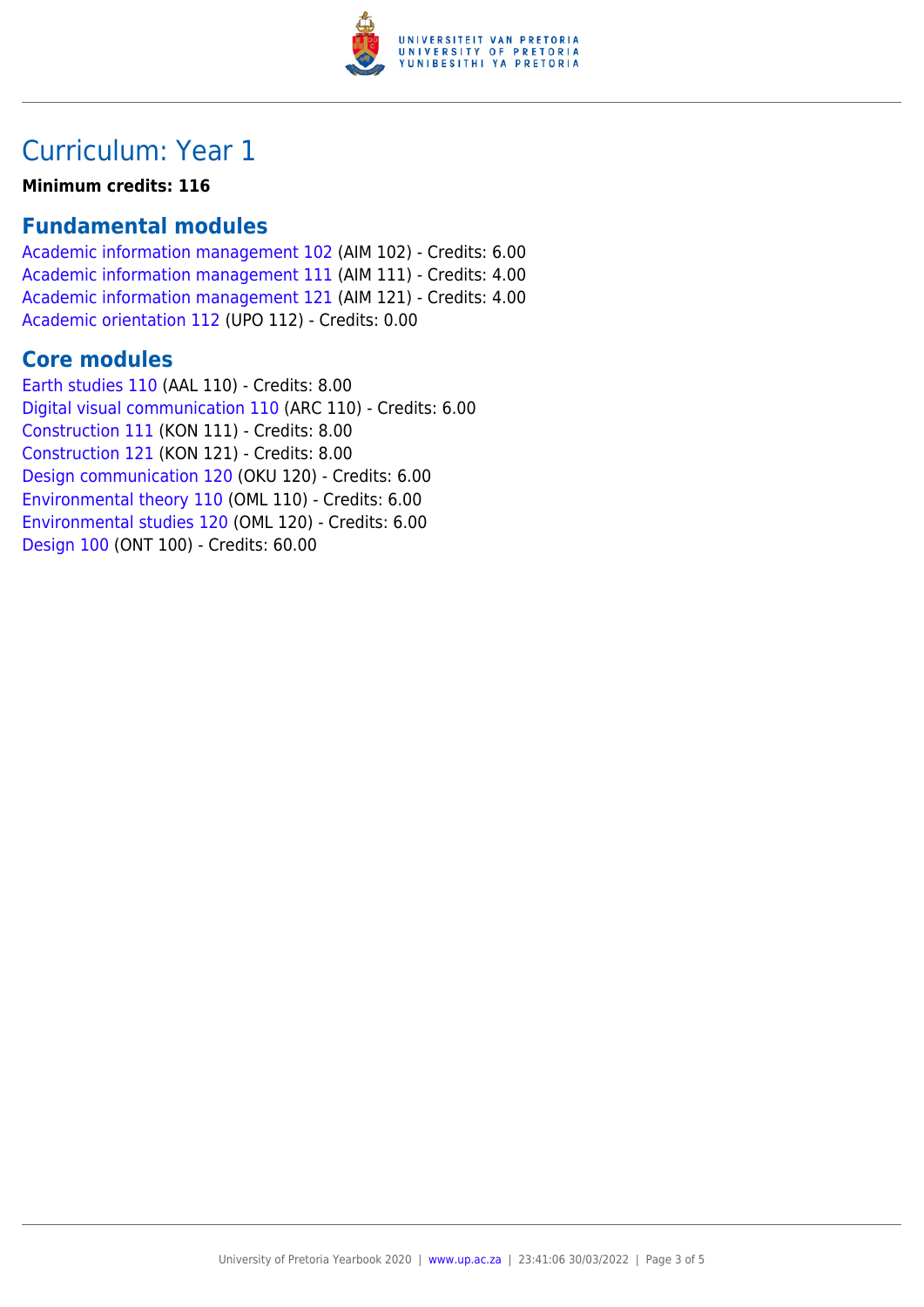# Curriculum: Year 1

**Minimum credits: 116**

## Fundamental modules

Academic information management 102 (AIM 102) - Credits: 6.00
Academic information management 111 (AIM 111) - Credits: 4.00
Academic information management 121 (AIM 121) - Credits: 4.00
Academic orientation 112 (UPO 112) - Credits: 0.00

## Core modules

Earth studies 110 (AAL 110) - Credits: 8.00
Digital visual communication 110 (ARC 110) - Credits: 6.00
Construction 111 (KON 111) - Credits: 8.00
Construction 121 (KON 121) - Credits: 8.00
Design communication 120 (OKU 120) - Credits: 6.00
Environmental theory 110 (OML 110) - Credits: 6.00
Environmental studies 120 (OML 120) - Credits: 6.00
Design 100 (ONT 100) - Credits: 60.00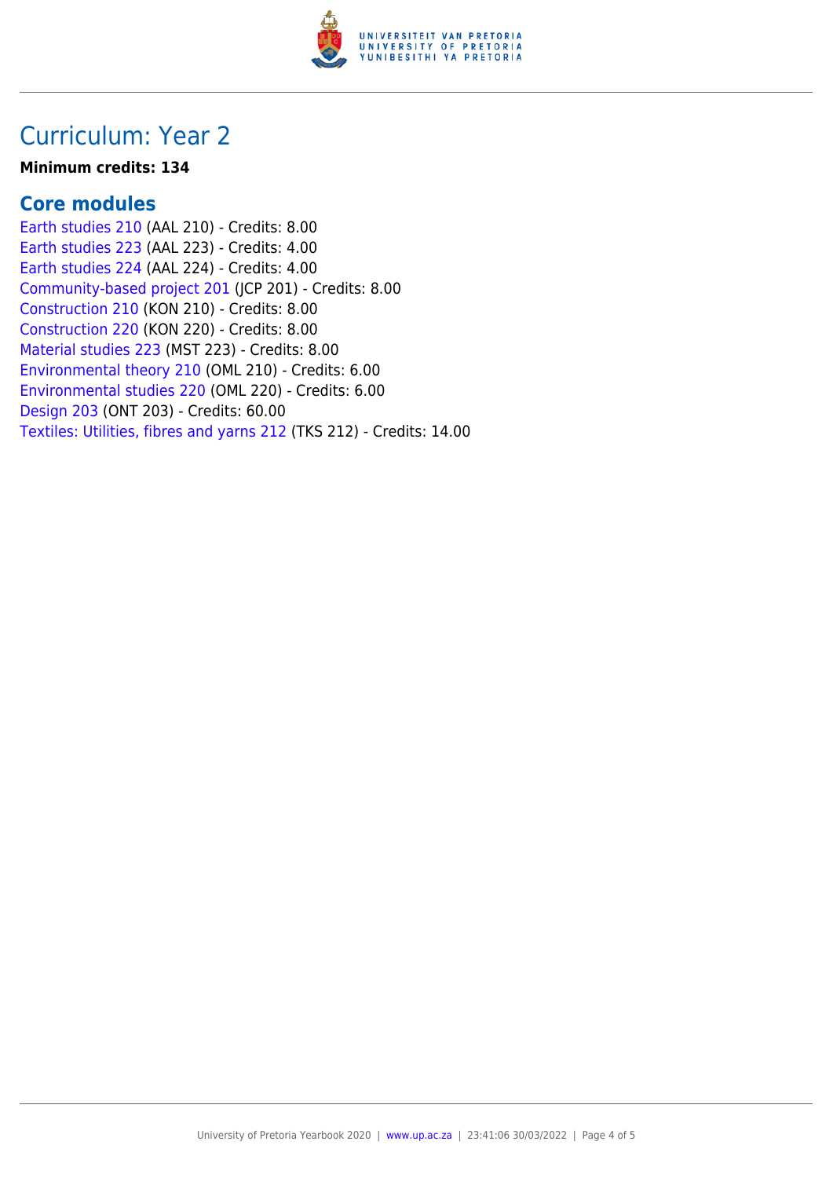# Curriculum: Year 2

**Minimum credits: 134**

## Core modules

Earth studies 210 (AAL 210) - Credits: 8.00
Earth studies 223 (AAL 223) - Credits: 4.00
Earth studies 224 (AAL 224) - Credits: 4.00
Community-based project 201 (JCP 201) - Credits: 8.00
Construction 210 (KON 210) - Credits: 8.00
Construction 220 (KON 220) - Credits: 8.00
Material studies 223 (MST 223) - Credits: 8.00
Environmental theory 210 (OML 210) - Credits: 6.00
Environmental studies 220 (OML 220) - Credits: 6.00
Design 203 (ONT 203) - Credits: 60.00
Textiles: Utilities, fibres and yarns 212 (TKS 212) - Credits: 14.00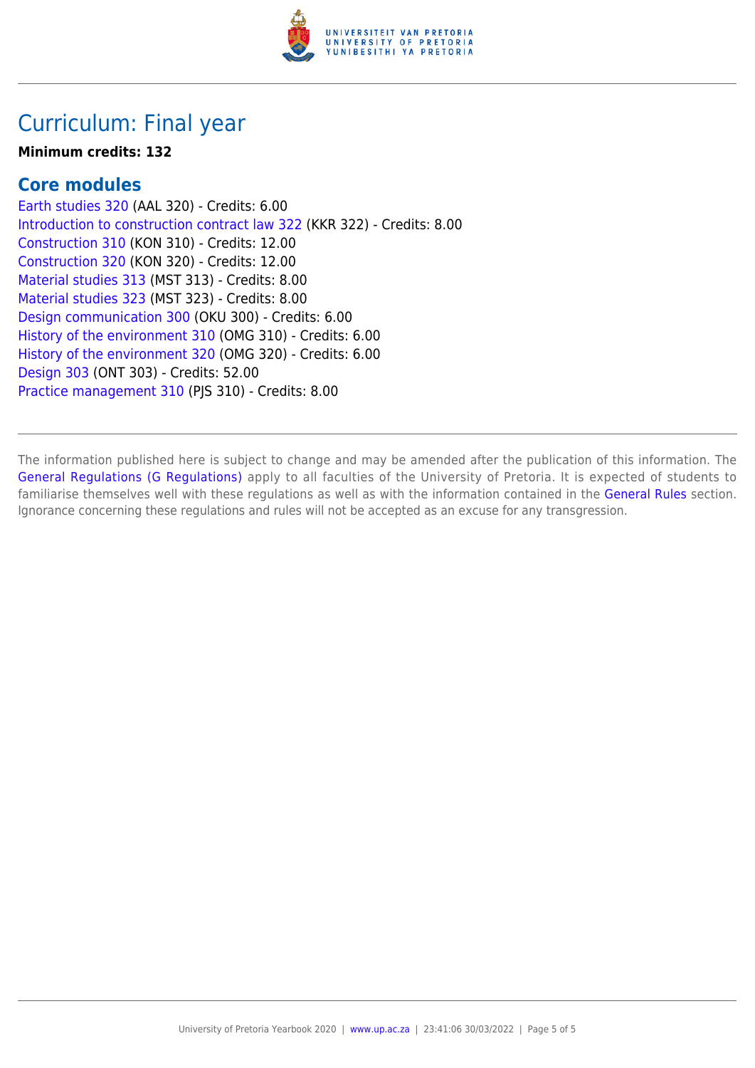## Curriculum: Final year

**Minimum credits: 132**

### Core modules

Earth studies 320 (AAL 320) - Credits: 6.00
Introduction to construction contract law 322 (KKR 322) - Credits: 8.00
Construction 310 (KON 310) - Credits: 12.00
Construction 320 (KON 320) - Credits: 12.00
Material studies 313 (MST 313) - Credits: 8.00
Material studies 323 (MST 323) - Credits: 8.00
Design communication 300 (OKU 300) - Credits: 6.00
History of the environment 310 (OMG 310) - Credits: 6.00
History of the environment 320 (OMG 320) - Credits: 6.00
Design 303 (ONT 303) - Credits: 52.00
Practice management 310 (PJS 310) - Credits: 8.00

The information published here is subject to change and may be amended after the publication of this information. The General Regulations (G Regulations) apply to all faculties of the University of Pretoria. It is expected of students to familiarise themselves well with these regulations as well as with the information contained in the General Rules section. Ignorance concerning these regulations and rules will not be accepted as an excuse for any transgression.